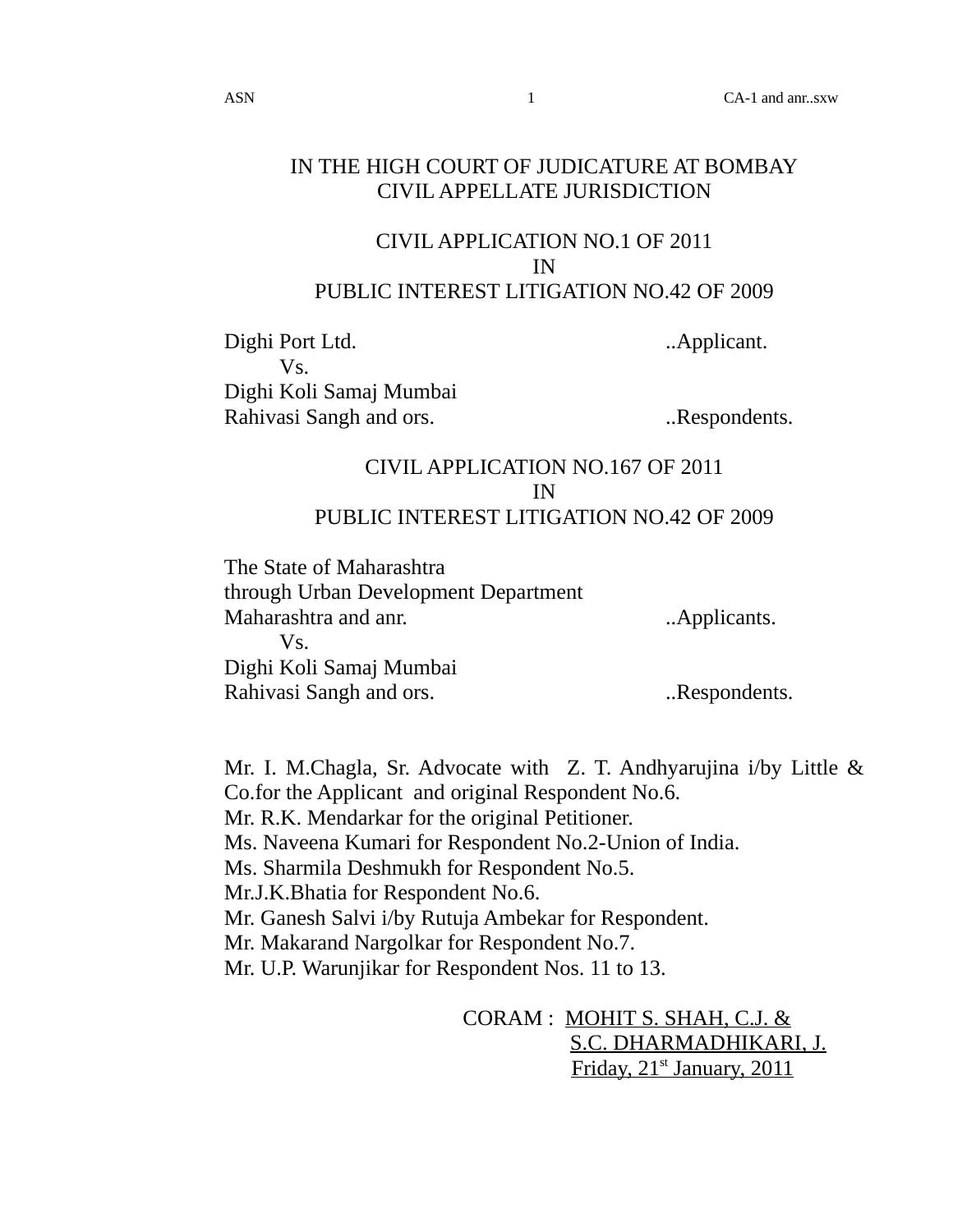IN THE HIGH COURT OF JUDICATURE AT BOMBAY
CIVIL APPELLATE JURISDICTION

CIVIL APPLICATION NO.1 OF 2011
IN
PUBLIC INTEREST LITIGATION NO.42 OF 2009

Dighi Port Ltd. ..Applicant.
Vs.
Dighi Koli Samaj Mumbai
Rahivasi Sangh and ors. ..Respondents.

CIVIL APPLICATION NO.167 OF 2011
IN
PUBLIC INTEREST LITIGATION NO.42 OF 2009

The State of Maharashtra
through Urban Development Department
Maharashtra and anr. ..Applicants.
Vs.
Dighi Koli Samaj Mumbai
Rahivasi Sangh and ors. ..Respondents.

Mr. I. M.Chagla, Sr. Advocate with Z. T. Andhyarujina i/by Little & Co.for the Applicant and original Respondent No.6.
Mr. R.K. Mendarkar for the original Petitioner.
Ms. Naveena Kumari for Respondent No.2-Union of India.
Ms. Sharmila Deshmukh for Respondent No.5.
Mr.J.K.Bhatia for Respondent No.6.
Mr. Ganesh Salvi i/by Rutuja Ambekar for Respondent.
Mr. Makarand Nargolkar for Respondent No.7.
Mr. U.P. Warunjikar for Respondent Nos. 11 to 13.

CORAM : MOHIT S. SHAH, C.J. &
S.C. DHARMADHIKARI, J.
Friday, 21st January, 2011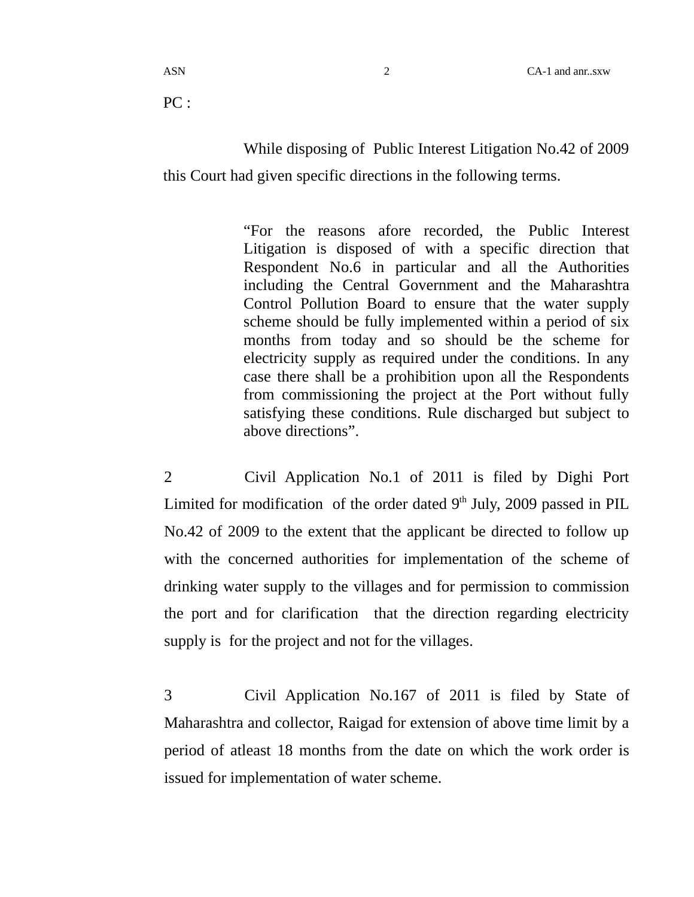PC :

While disposing of Public Interest Litigation No.42 of 2009 this Court had given specific directions in the following terms.

> "For the reasons afore recorded, the Public Interest Litigation is disposed of with a specific direction that Respondent No.6 in particular and all the Authorities including the Central Government and the Maharashtra Control Pollution Board to ensure that the water supply scheme should be fully implemented within a period of six months from today and so should be the scheme for electricity supply as required under the conditions. In any case there shall be a prohibition upon all the Respondents from commissioning the project at the Port without fully satisfying these conditions. Rule discharged but subject to above directions".

2 Civil Application No.1 of 2011 is filed by Dighi Port Limited for modification of the order dated 9th July, 2009 passed in PIL No.42 of 2009 to the extent that the applicant be directed to follow up with the concerned authorities for implementation of the scheme of drinking water supply to the villages and for permission to commission the port and for clarification that the direction regarding electricity supply is for the project and not for the villages.

3 Civil Application No.167 of 2011 is filed by State of Maharashtra and collector, Raigad for extension of above time limit by a period of atleast 18 months from the date on which the work order is issued for implementation of water scheme.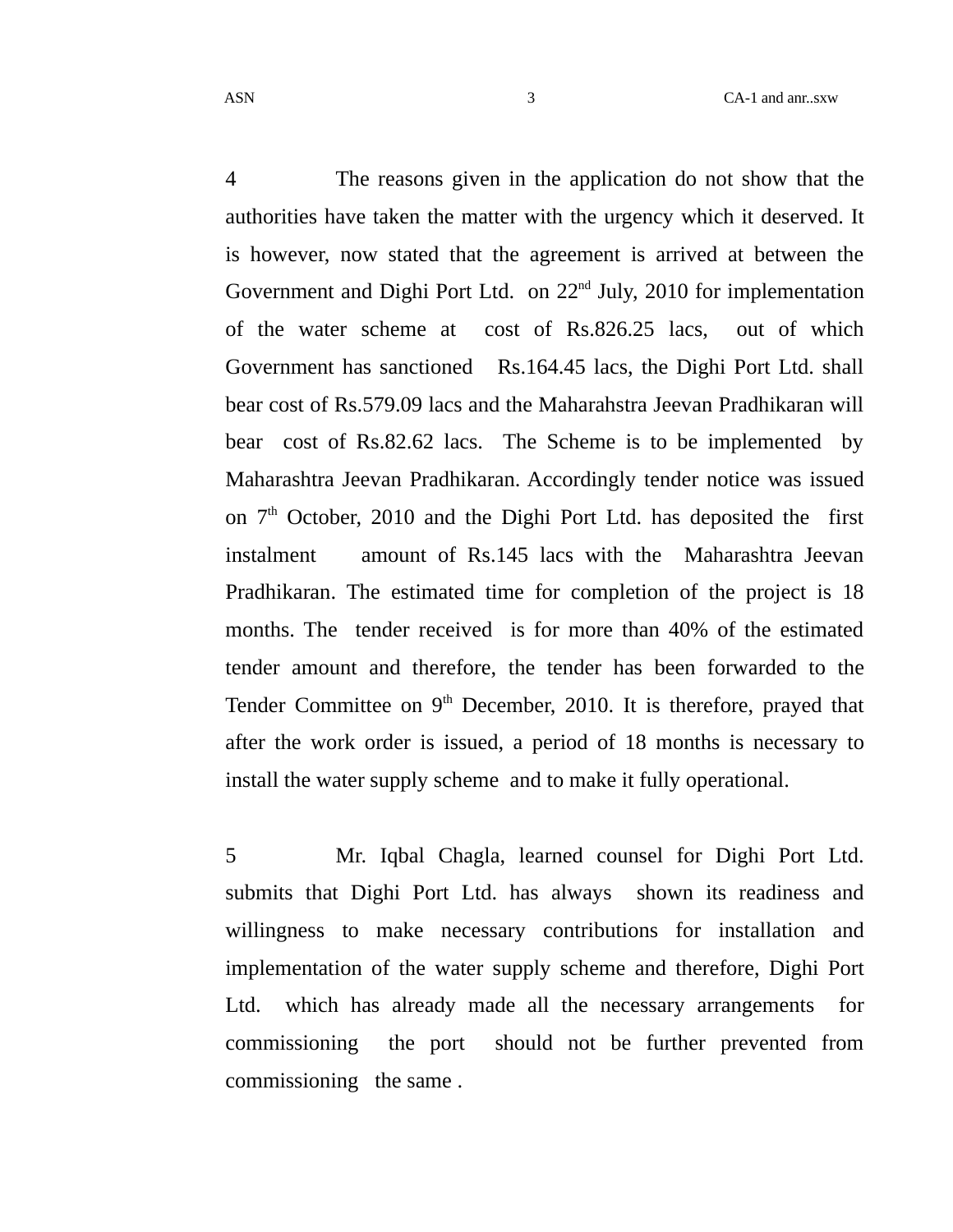4 The reasons given in the application do not show that the authorities have taken the matter with the urgency which it deserved. It is however, now stated that the agreement is arrived at between the Government and Dighi Port Ltd. on 22nd July, 2010 for implementation of the water scheme at cost of Rs.826.25 lacs, out of which Government has sanctioned Rs.164.45 lacs, the Dighi Port Ltd. shall bear cost of Rs.579.09 lacs and the Maharahstra Jeevan Pradhikaran will bear cost of Rs.82.62 lacs. The Scheme is to be implemented by Maharashtra Jeevan Pradhikaran. Accordingly tender notice was issued on 7th October, 2010 and the Dighi Port Ltd. has deposited the first instalment amount of Rs.145 lacs with the Maharashtra Jeevan Pradhikaran. The estimated time for completion of the project is 18 months. The tender received is for more than 40% of the estimated tender amount and therefore, the tender has been forwarded to the Tender Committee on 9th December, 2010. It is therefore, prayed that after the work order is issued, a period of 18 months is necessary to install the water supply scheme and to make it fully operational.

5 Mr. Iqbal Chagla, learned counsel for Dighi Port Ltd. submits that Dighi Port Ltd. has always shown its readiness and willingness to make necessary contributions for installation and implementation of the water supply scheme and therefore, Dighi Port Ltd. which has already made all the necessary arrangements for commissioning the port should not be further prevented from commissioning the same .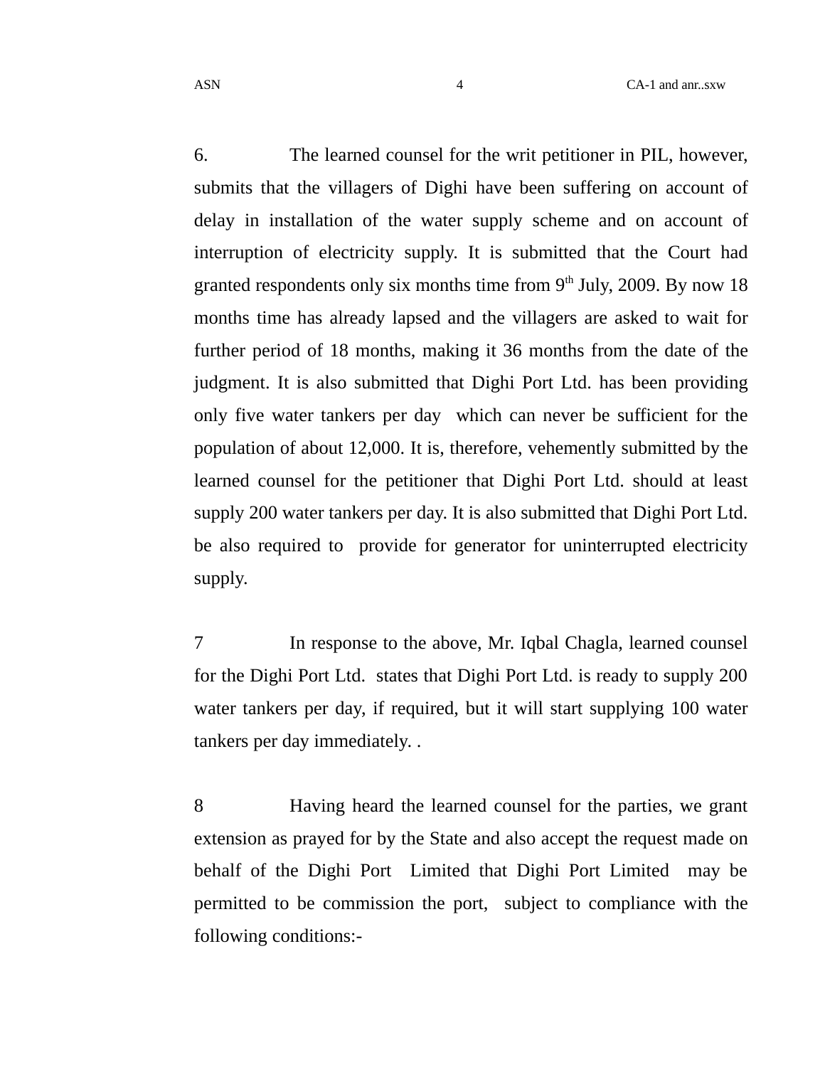6. The learned counsel for the writ petitioner in PIL, however, submits that the villagers of Dighi have been suffering on account of delay in installation of the water supply scheme and on account of interruption of electricity supply. It is submitted that the Court had granted respondents only six months time from 9th July, 2009. By now 18 months time has already lapsed and the villagers are asked to wait for further period of 18 months, making it 36 months from the date of the judgment. It is also submitted that Dighi Port Ltd. has been providing only five water tankers per day which can never be sufficient for the population of about 12,000. It is, therefore, vehemently submitted by the learned counsel for the petitioner that Dighi Port Ltd. should at least supply 200 water tankers per day. It is also submitted that Dighi Port Ltd. be also required to provide for generator for uninterrupted electricity supply.

7 In response to the above, Mr. Iqbal Chagla, learned counsel for the Dighi Port Ltd. states that Dighi Port Ltd. is ready to supply 200 water tankers per day, if required, but it will start supplying 100 water tankers per day immediately. .

8 Having heard the learned counsel for the parties, we grant extension as prayed for by the State and also accept the request made on behalf of the Dighi Port Limited that Dighi Port Limited may be permitted to be commission the port, subject to compliance with the following conditions:-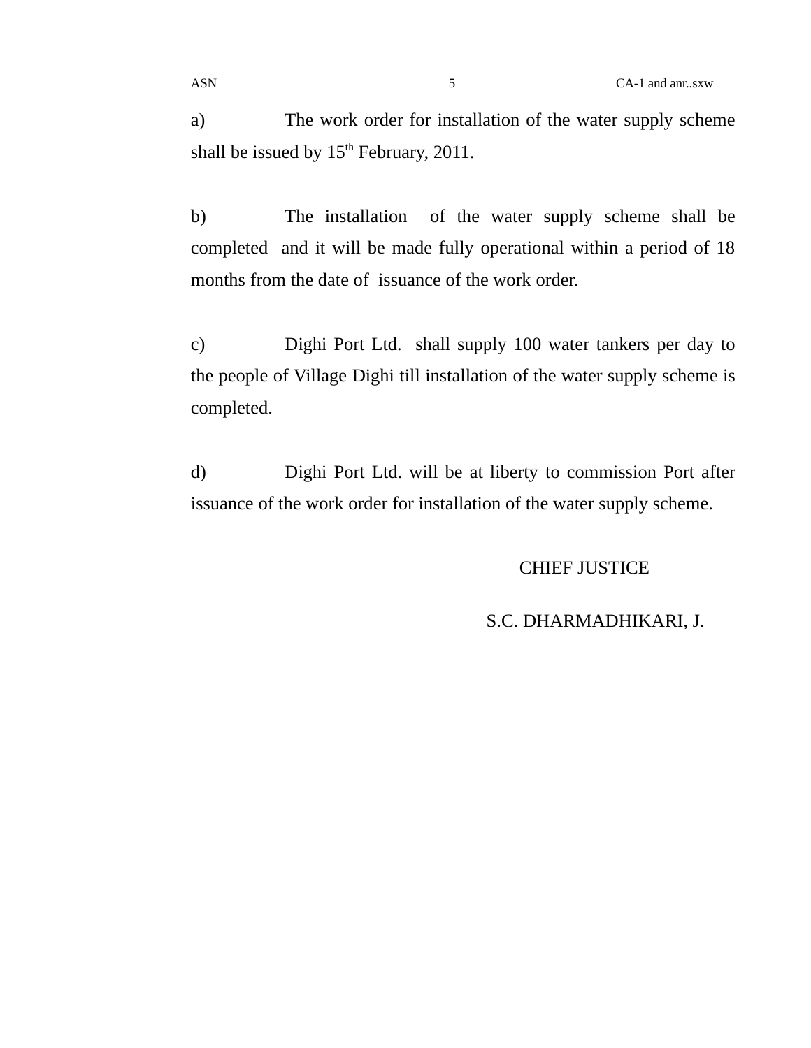a) The work order for installation of the water supply scheme shall be issued by 15th February, 2011.

b) The installation of the water supply scheme shall be completed and it will be made fully operational within a period of 18 months from the date of issuance of the work order.

c) Dighi Port Ltd. shall supply 100 water tankers per day to the people of Village Dighi till installation of the water supply scheme is completed.

d) Dighi Port Ltd. will be at liberty to commission Port after issuance of the work order for installation of the water supply scheme.

CHIEF JUSTICE

S.C. DHARMADHIKARI, J.